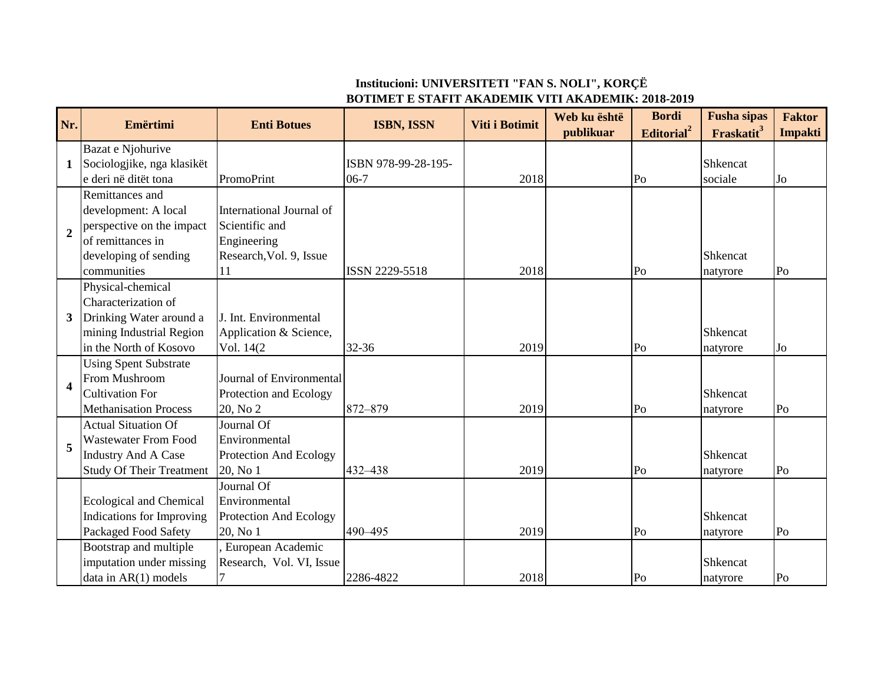**Institucioni: UNIVERSITETI "FAN S. NOLI", KORÇË**

**BOTIMET E STAFIT AKADEMIK VITI AKADEMIK: 2018-2019**

| Nr. | Emërtimi | Enti Botues | ISBN, ISSN | Viti i Botimit | Web ku është publikuar | Bordi Editorial[2] | Fusha sipas Fraskatit[3] | Faktor Impakti |
|---|---|---|---|---|---|---|---|---|
| 1 | Bazat e Njohurive Sociologjike, nga klasikët e deri në ditët tona | PromoPrint | ISBN 978-99-28-195-06-7 | 2018 | | Po | Shkencat sociale | Jo |
| 2 | Remittances and development: A local perspective on the impact of remittances in developing of sending communities | International Journal of Scientific and Engineering Research,Vol. 9, Issue 11 | ISSN 2229-5518 | 2018 | | Po | Shkencat natyrore | Po |
| 3 | Physical-chemical Characterization of Drinking Water around a mining Industrial Region in the North of Kosovo | J. Int. Environmental Application & Science, Vol. 14(2 | 32-36 | 2019 | | Po | Shkencat natyrore | Jo |
| 4 | Using Spent Substrate From Mushroom Cultivation For Methanisation Process | Journal of Environmental Protection and Ecology 20, No 2 | 872–879 | 2019 | | Po | Shkencat natyrore | Po |
| 5 | Actual Situation Of Wastewater From Food Industry And A Case Study Of Their Treatment | Journal Of Environmental Protection And Ecology 20, No 1 | 432–438 | 2019 | | Po | Shkencat natyrore | Po |
| | Ecological and Chemical Indications for Improving Packaged Food Safety | Journal Of Environmental Protection And Ecology 20, No 1 | 490–495 | 2019 | | Po | Shkencat natyrore | Po |
| | Bootstrap and multiple imputation under missing data in AR(1) models | , European Academic Research, Vol. VI, Issue 7 | 2286-4822 | 2018 | | Po | Shkencat natyrore | Po |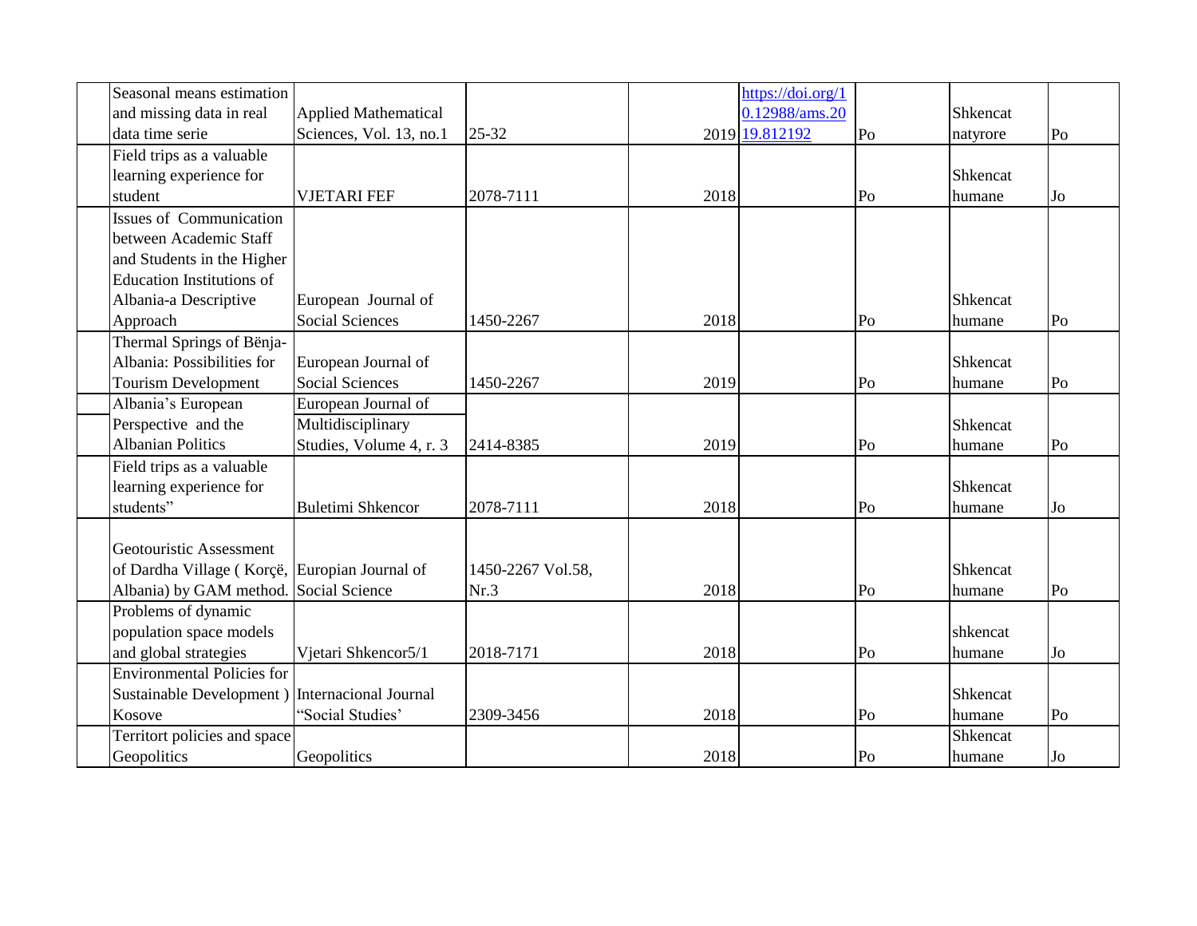| | | | | | | | | |
|---|---|---|---|---|---|---|---|---|
| | Seasonal means estimation and missing data in real data time serie | Applied Mathematical Sciences, Vol. 13, no.1 | 25-32 | 2019 | https://doi.org/10.12988/ams.2019.812192 | Po | Shkencat natyrore | Po |
| | Field trips as a valuable learning experience for student | VJETARI FEF | 2078-7111 | 2018 | | Po | Shkencat humane | Jo |
| | Issues of Communication between Academic Staff and Students in the Higher Education Institutions of Albania-a Descriptive Approach | European Journal of Social Sciences | 1450-2267 | 2018 | | Po | Shkencat humane | Po |
| | Thermal Springs of Bënja-Albania: Possibilities for Tourism Development | European Journal of Social Sciences | 1450-2267 | 2019 | | Po | Shkencat humane | Po |
| | Albania's European Perspective and the Albanian Politics | European Journal of Multidisciplinary Studies, Volume 4, r. 3 | 2414-8385 | 2019 | | Po | Shkencat humane | Po |
| | Field trips as a valuable learning experience for students" | Buletimi Shkencor | 2078-7111 | 2018 | | Po | Shkencat humane | Jo |
| | Geotouristic Assessment of Dardha Village ( Korçë, Albania) by GAM method. | Europian Journal of Social Science | 1450-2267 Vol.58, Nr.3 | 2018 | | Po | Shkencat humane | Po |
| | Problems of dynamic population space models and global strategies | Vjetari Shkencor5/1 | 2018-7171 | 2018 | | Po | shkencat humane | Jo |
| | Environmental Policies for Sustainable Development ) Kosove | Internacional Journal "Social Studies' | 2309-3456 | 2018 | | Po | Shkencat humane | Po |
| | Territort policies and space Geopolitics | Geopolitics | | 2018 | | Po | Shkencat humane | Jo |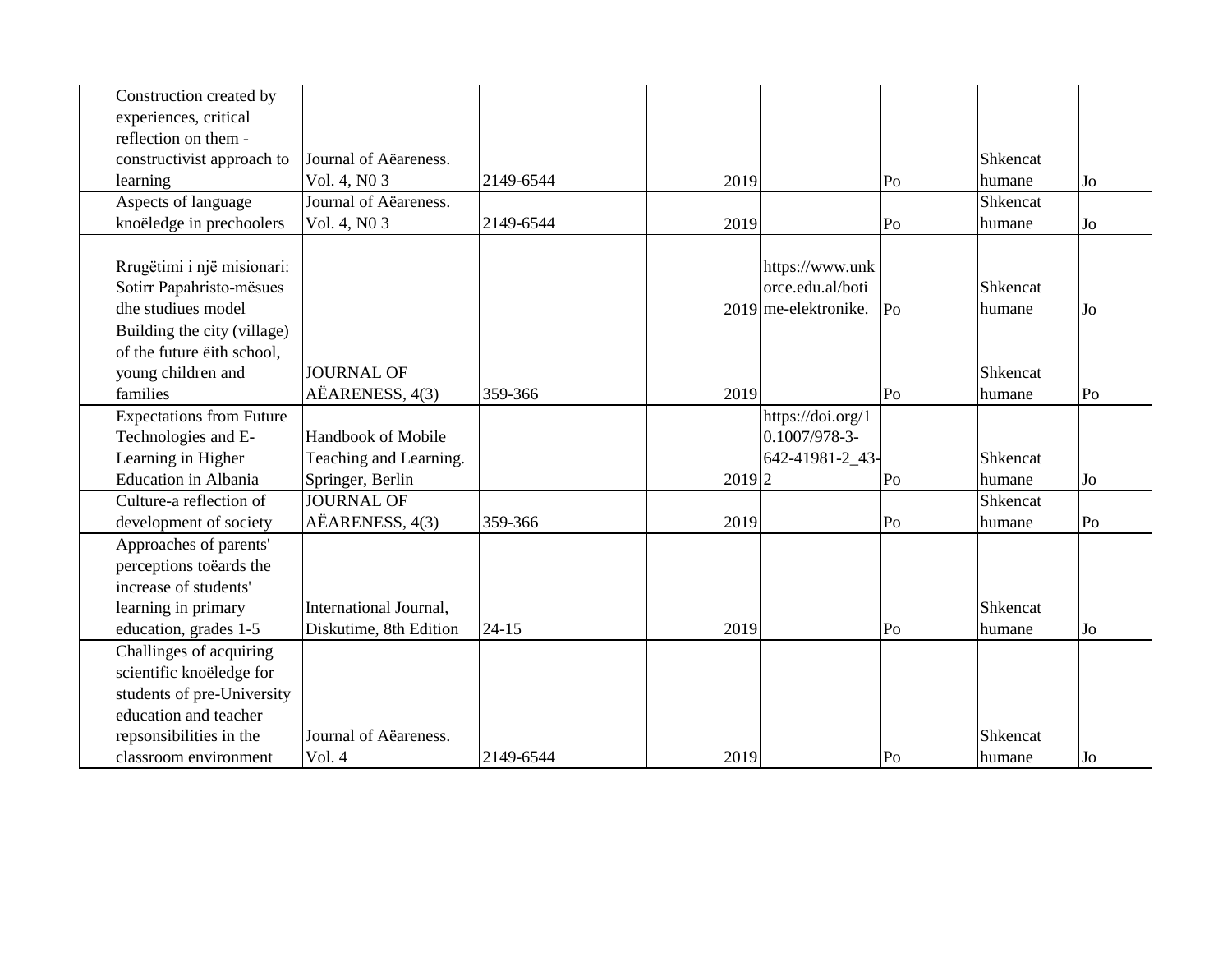| | | | | | | | | |
|---|---|---|---|---|---|---|---|---|
| | Construction created by experiences, critical reflection on them - constructivist approach to learning | Journal of Aëareness. Vol. 4, N0 3 | 2149-6544 | 2019 | | Po | Shkencat humane | Jo |
| | Aspects of language knoëledge in prechoolers | Journal of Aëareness. Vol. 4, N0 3 | 2149-6544 | 2019 | | Po | Shkencat humane | Jo |
| | Rrugëtimi i një misionari: Sotirr Papahristo-mësues dhe studiues model | | | 2019 | https://www.unkorce.edu.al/botime-elektronike. | Po | Shkencat humane | Jo |
| | Building the city (village) of the future ëith school, young children and families | JOURNAL OF AËARENESS, 4(3) | 359-366 | 2019 | | Po | Shkencat humane | Po |
| | Expectations from Future Technologies and E-Learning in Higher Education in Albania | Handbook of Mobile Teaching and Learning. Springer, Berlin | | 2019 | https://doi.org/10.1007/978-3-642-41981-2_43-2 | Po | Shkencat humane | Jo |
| | Culture-a reflection of development of society | JOURNAL OF AËARENESS, 4(3) | 359-366 | 2019 | | Po | Shkencat humane | Po |
| | Approaches of parents' perceptions toëards the increase of students' learning in primary education, grades 1-5 | International Journal, Diskutime, 8th Edition | 24-15 | 2019 | | Po | Shkencat humane | Jo |
| | Challinges of acquiring scientific knoëledge for students of pre-University education and teacher repsonsibilities in the classroom environment | Journal of Aëareness. Vol. 4 | 2149-6544 | 2019 | | Po | Shkencat humane | Jo |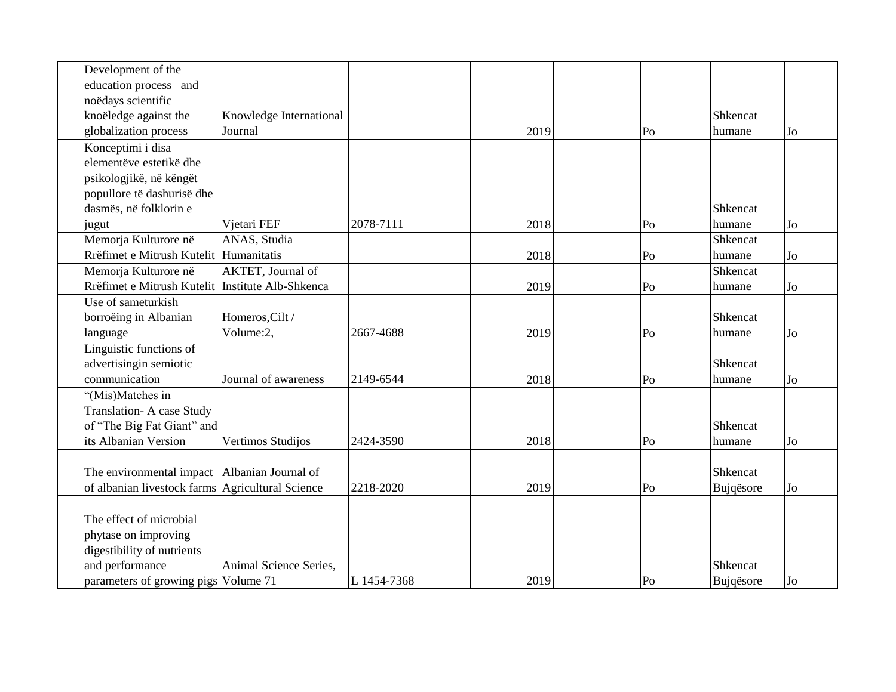| | | | | | | | | |
|---|---|---|---|---|---|---|---|---|
| | Development of the education process and noëdays scientific knoëledge against the globalization process | Knowledge International Journal | | 2019 | | Po | Shkencat humane | Jo |
| | Konceptimi i disa elementëve estetikë dhe psikologjikë, në këngët popullore të dashurisë dhe dasmës, në folklorin e jugut | Vjetari FEF | 2078-7111 | 2018 | | Po | Shkencat humane | Jo |
| | Memorja Kulturore në Rrëfimet e Mitrush Kutelit | ANAS, Studia Humanitatis | | 2018 | | Po | Shkencat humane | Jo |
| | Memorja Kulturore në Rrëfimet e Mitrush Kutelit | AKTET, Journal of Institute Alb-Shkenca | | 2019 | | Po | Shkencat humane | Jo |
| | Use of sameturkish borroëing in Albanian language | Homeros,Cilt / Volume:2, | 2667-4688 | 2019 | | Po | Shkencat humane | Jo |
| | Linguistic functions of advertisingin semiotic communication | Journal of awareness | 2149-6544 | 2018 | | Po | Shkencat humane | Jo |
| | "(Mis)Matches in Translation- A case Study of "The Big Fat Giant" and its Albanian Version | Vertimos Studijos | 2424-3590 | 2018 | | Po | Shkencat humane | Jo |
| | The environmental impact of albanian livestock farms | Albanian Journal of Agricultural Science | 2218-2020 | 2019 | | Po | Shkencat Bujqësore | Jo |
| | The effect of microbial phytase on improving digestibility of nutrients and performance parameters of growing pigs | Animal Science Series, Volume 71 | L 1454-7368 | 2019 | | Po | Shkencat Bujqësore | Jo |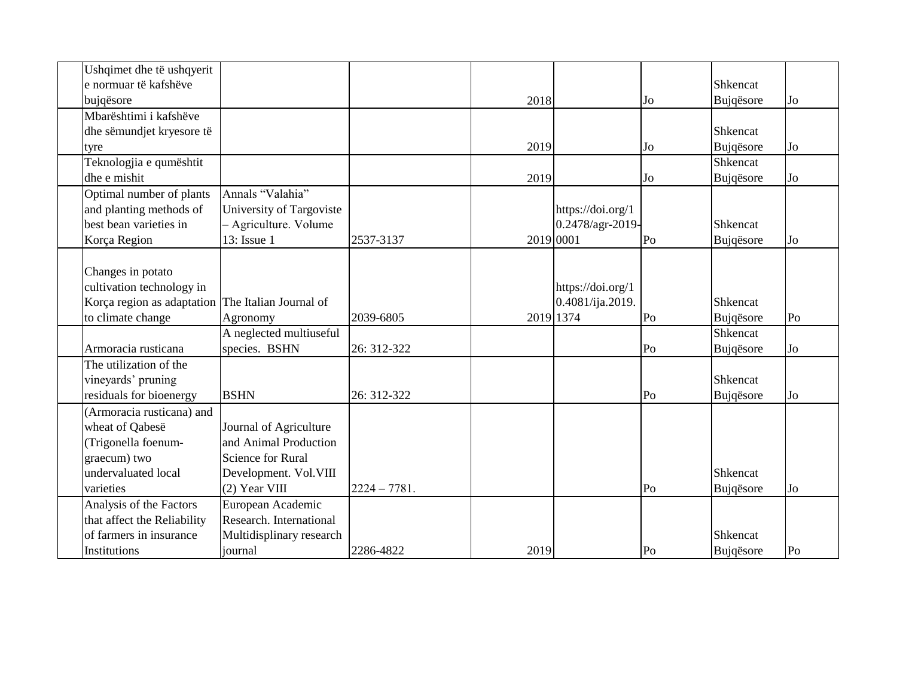| | | | | | | | | |
|---|---|---|---|---|---|---|---|---|
| | Ushqimet dhe të ushqyerit e normuar të kafshëve bujqësore | | | 2018 | | Jo | Shkencat Bujqësore | Jo |
| | Mbarështimi i kafshëve dhe sëmundjet kryesore të tyre | | | 2019 | | Jo | Shkencat Bujqësore | Jo |
| | Teknologjia e qumështit dhe e mishit | | | 2019 | | Jo | Shkencat Bujqësore | Jo |
| | Optimal number of plants and planting methods of best bean varieties in Korça Region | Annals “Valahia” University of Targoviste – Agriculture. Volume 13: Issue 1 | 2537-3137 | 2019 | https://doi.org/10.2478/agr-2019-0001 | Po | Shkencat Bujqësore | Jo |
| | Changes in potato cultivation technology in Korça region as adaptation to climate change | The Italian Journal of Agronomy | 2039-6805 | 2019 | https://doi.org/10.4081/ija.2019.1374 | Po | Shkencat Bujqësore | Po |
| | Armoracia rusticana | A neglected multiuseful species. BSHN | 26: 312-322 | | | Po | Shkencat Bujqësore | Jo |
| | The utilization of the vineyards’ pruning residuals for bioenergy | BSHN | 26: 312-322 | | | Po | Shkencat Bujqësore | Jo |
| | (Armoracia rusticana) and wheat of Qabesë (Trigonella foenum-graecum) two undervaluated local varieties | Journal of Agriculture and Animal Production Science for Rural Development. Vol.VIII (2) Year VIII | 2224 – 7781. | | | Po | Shkencat Bujqësore | Jo |
| | Analysis of the Factors that affect the Reliability of farmers in insurance Institutions | European Academic Research. International Multidisplinary research journal | 2286-4822 | 2019 | | Po | Shkencat Bujqësore | Po |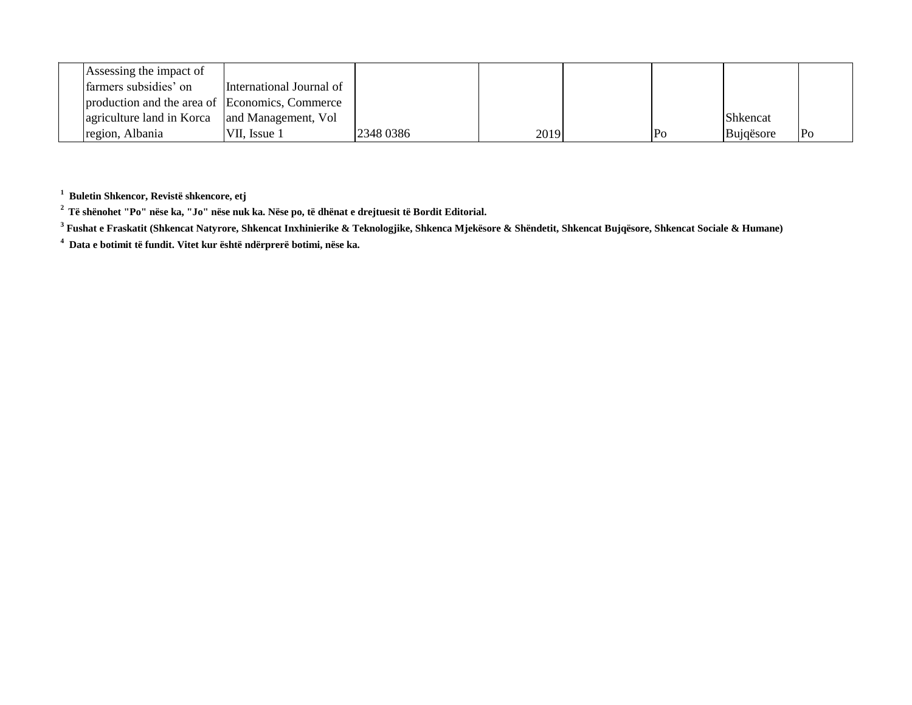| | | | | | | | | |
|---|---|---|---|---|---|---|---|---|
| | Assessing the impact of farmers subsidies' on production and the area of agriculture land in Korca region, Albania | International Journal of Economics, Commerce and Management, Vol VII, Issue 1 | 2348 0386 | 2019 | | Po | Shkencat Bujqësore | Po |

[1] **Buletin Shkencor, Revistë shkencore, etj**

[2] **Të shënohet "Po" nëse ka, "Jo" nëse nuk ka. Nëse po, të dhënat e drejtuesit të Bordit Editorial.**

[3] **Fushat e Fraskatit (Shkencat Natyrore, Shkencat Inxhinierike & Teknologjike, Shkenca Mjekësore & Shëndetit, Shkencat Bujqësore, Shkencat Sociale & Humane)**

[4] **Data e botimit të fundit. Vitet kur është ndërprerë botimi, nëse ka.**